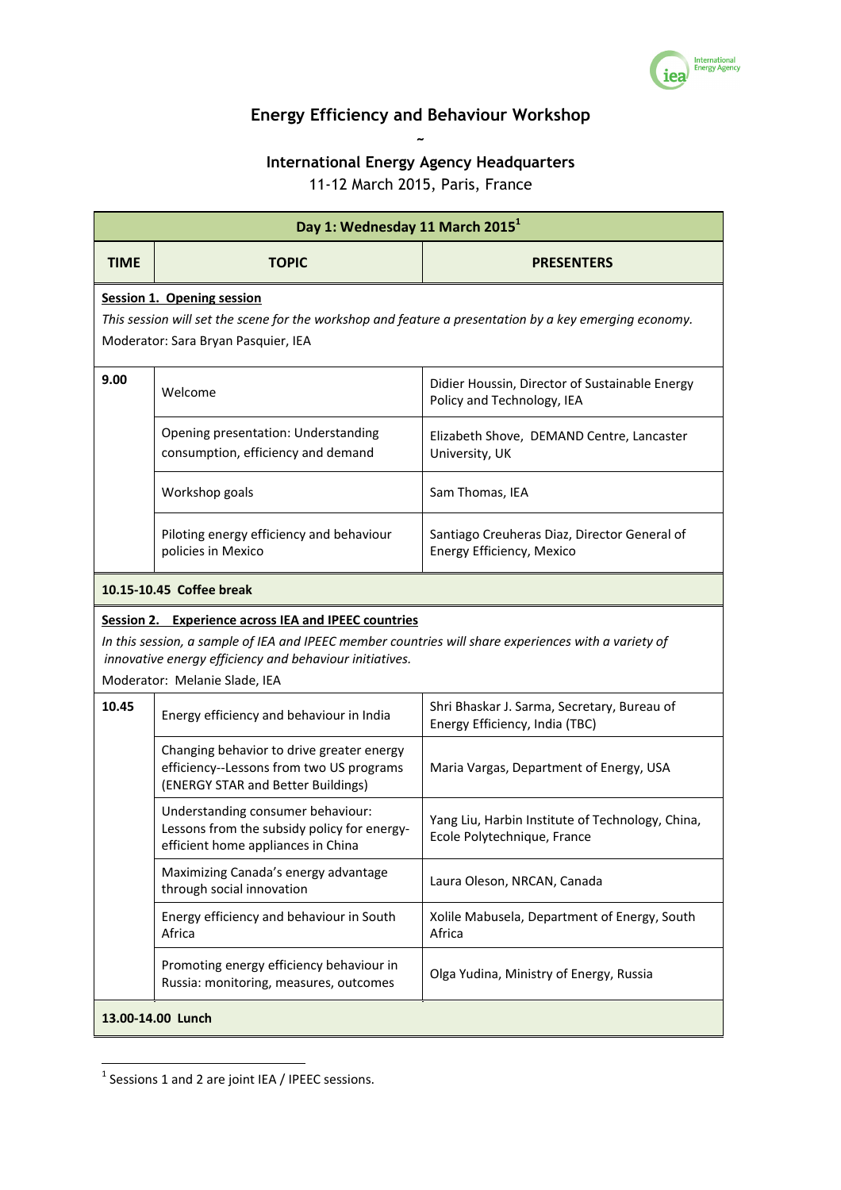# Energy Efficiency and Behaviour Workshop

~

## International Energy Agency Headquarters

11-12 March 2015, Paris, France

| Day 1: Wednesday 11 March 2015[1] | | |
|---|---|---|
| **TIME** | **TOPIC** | **PRESENTERS** |
| **Session 1. Opening session** *This session will set the scene for the workshop and feature a presentation by a key emerging economy.* Moderator: Sara Bryan Pasquier, IEA | | |
| **9.00** | Welcome | Didier Houssin, Director of Sustainable Energy Policy and Technology, IEA |
| | Opening presentation: Understanding consumption, efficiency and demand | Elizabeth Shove, DEMAND Centre, Lancaster University, UK |
| | Workshop goals | Sam Thomas, IEA |
| | Piloting energy efficiency and behaviour policies in Mexico | Santiago Creuheras Diaz, Director General of Energy Efficiency, Mexico |
| **10.15-10.45 Coffee break** | | |
| **Session 2. Experience across IEA and IPEEC countries** *In this session, a sample of IEA and IPEEC member countries will share experiences with a variety of innovative energy efficiency and behaviour initiatives.* Moderator: Melanie Slade, IEA | | |
| **10.45** | Energy efficiency and behaviour in India | Shri Bhaskar J. Sarma, Secretary, Bureau of Energy Efficiency, India (TBC) |
| | Changing behavior to drive greater energy efficiency--Lessons from two US programs (ENERGY STAR and Better Buildings) | Maria Vargas, Department of Energy, USA |
| | Understanding consumer behaviour: Lessons from the subsidy policy for energy-efficient home appliances in China | Yang Liu, Harbin Institute of Technology, China, Ecole Polytechnique, France |
| | Maximizing Canada's energy advantage through social innovation | Laura Oleson, NRCAN, Canada |
| | Energy efficiency and behaviour in South Africa | Xolile Mabusela, Department of Energy, South Africa |
| | Promoting energy efficiency behaviour in Russia: monitoring, measures, outcomes | Olga Yudina, Ministry of Energy, Russia |
| **13.00-14.00 Lunch** | | |

[1] Sessions 1 and 2 are joint IEA / IPEEC sessions.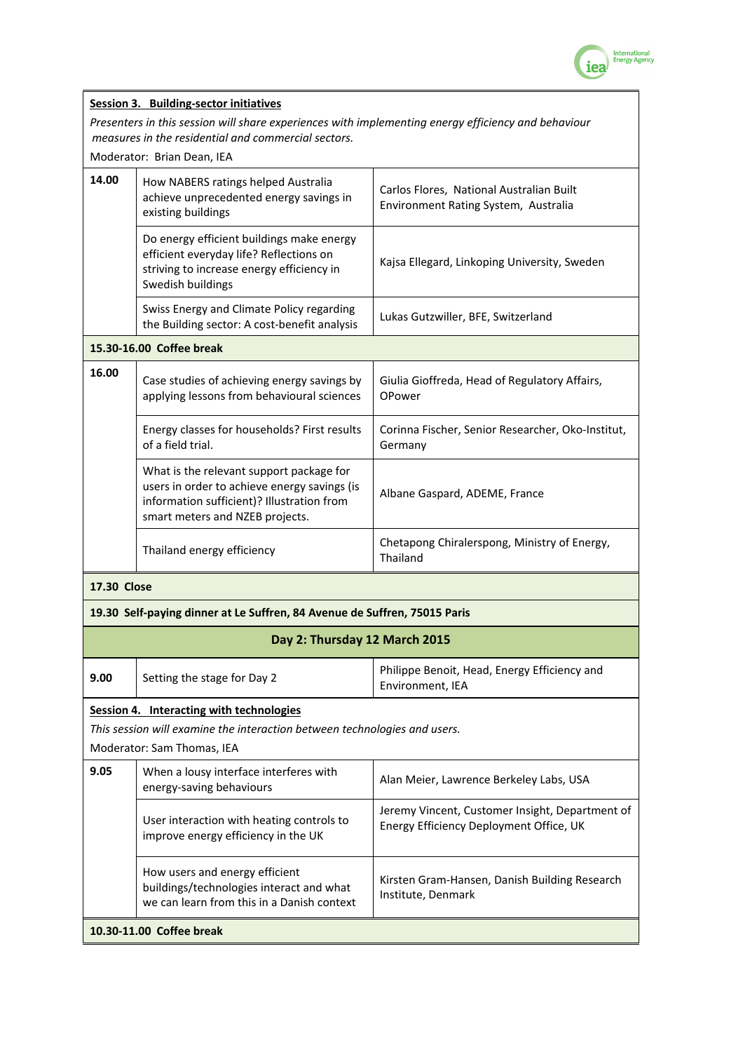**Session 3. Building-sector initiatives**

*Presenters in this session will share experiences with implementing energy efficiency and behaviour measures in the residential and commercial sectors.*

Moderator: Brian Dean, IEA

| | | |
|---|---|---|
| **14.00** | How NABERS ratings helped Australia achieve unprecedented energy savings in existing buildings | Carlos Flores, National Australian Built Environment Rating System, Australia |
| | Do energy efficient buildings make energy efficient everyday life? Reflections on striving to increase energy efficiency in Swedish buildings | Kajsa Ellegard, Linkoping University, Sweden |
| | Swiss Energy and Climate Policy regarding the Building sector: A cost-benefit analysis | Lukas Gutzwiller, BFE, Switzerland |
| **15.30-16.00 Coffee break** | | |
| **16.00** | Case studies of achieving energy savings by applying lessons from behavioural sciences | Giulia Gioffreda, Head of Regulatory Affairs, OPower |
| | Energy classes for households? First results of a field trial. | Corinna Fischer, Senior Researcher, Oko-Institut, Germany |
| | What is the relevant support package for users in order to achieve energy savings (is information sufficient)? Illustration from smart meters and NZEB projects. | Albane Gaspard, ADEME, France |
| | Thailand energy efficiency | Chetapong Chiralerspong, Ministry of Energy, Thailand |
| **17.30 Close** | | |
| **19.30 Self-paying dinner at Le Suffren, 84 Avenue de Suffren, 75015 Paris** | | |

**Day 2: Thursday 12 March 2015**

| | | |
|---|---|---|
| **9.00** | Setting the stage for Day 2 | Philippe Benoit, Head, Energy Efficiency and Environment, IEA |

**Session 4. Interacting with technologies**

*This session will examine the interaction between technologies and users.*

Moderator: Sam Thomas, IEA

| | | |
|---|---|---|
| **9.05** | When a lousy interface interferes with energy-saving behaviours | Alan Meier, Lawrence Berkeley Labs, USA |
| | User interaction with heating controls to improve energy efficiency in the UK | Jeremy Vincent, Customer Insight, Department of Energy Efficiency Deployment Office, UK |
| | How users and energy efficient buildings/technologies interact and what we can learn from this in a Danish context | Kirsten Gram-Hansen, Danish Building Research Institute, Denmark |
| **10.30-11.00 Coffee break** | | |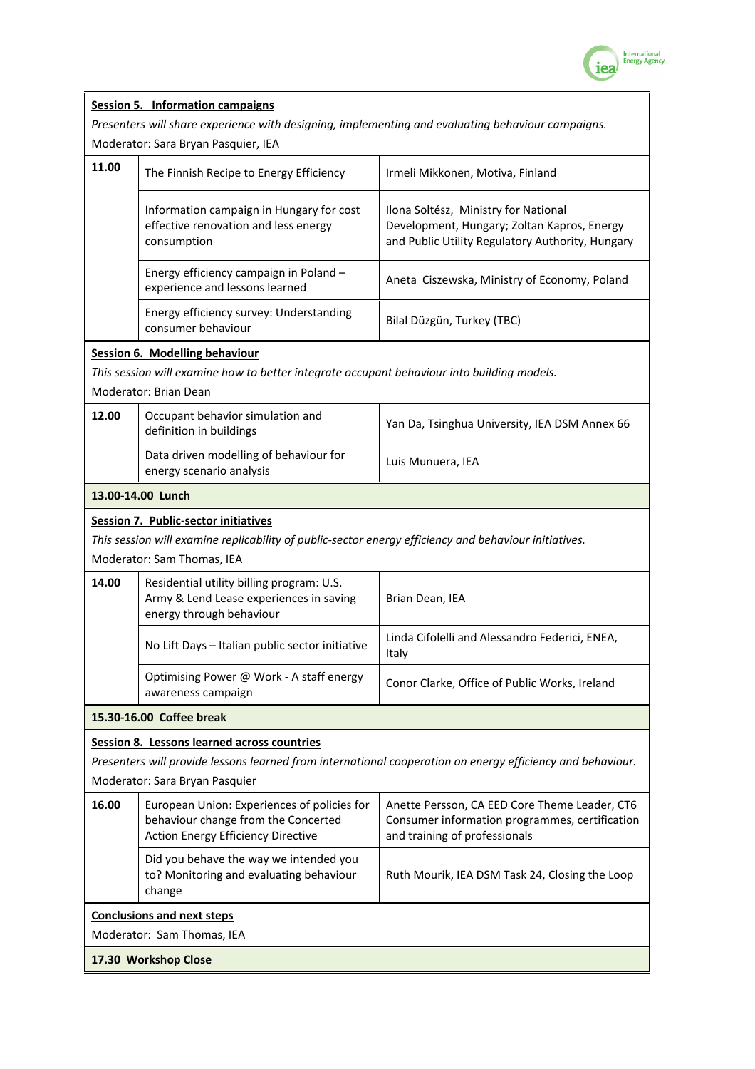| | | |
|---|---|---|
| **Session 5. Information campaigns** | | |
| *Presenters will share experience with designing, implementing and evaluating behaviour campaigns.* | | |
| Moderator: Sara Bryan Pasquier, IEA | | |
| **11.00** | The Finnish Recipe to Energy Efficiency | Irmeli Mikkonen, Motiva, Finland |
| | Information campaign in Hungary for cost effective renovation and less energy consumption | Ilona Soltész, Ministry for National Development, Hungary; Zoltan Kapros, Energy and Public Utility Regulatory Authority, Hungary |
| | Energy efficiency campaign in Poland – experience and lessons learned | Aneta Ciszewska, Ministry of Economy, Poland |
| | Energy efficiency survey: Understanding consumer behaviour | Bilal Düzgün, Turkey (TBC) |
| **Session 6. Modelling behaviour** | | |
| *This session will examine how to better integrate occupant behaviour into building models.* | | |
| Moderator: Brian Dean | | |
| **12.00** | Occupant behavior simulation and definition in buildings | Yan Da, Tsinghua University, IEA DSM Annex 66 |
| | Data driven modelling of behaviour for energy scenario analysis | Luis Munuera, IEA |
| **13.00-14.00 Lunch** | | |
| **Session 7. Public-sector initiatives** | | |
| *This session will examine replicability of public-sector energy efficiency and behaviour initiatives.* | | |
| Moderator: Sam Thomas, IEA | | |
| **14.00** | Residential utility billing program: U.S. Army & Lend Lease experiences in saving energy through behaviour | Brian Dean, IEA |
| | No Lift Days – Italian public sector initiative | Linda Cifolelli and Alessandro Federici, ENEA, Italy |
| | Optimising Power @ Work - A staff energy awareness campaign | Conor Clarke, Office of Public Works, Ireland |
| **15.30-16.00 Coffee break** | | |
| **Session 8. Lessons learned across countries** | | |
| *Presenters will provide lessons learned from international cooperation on energy efficiency and behaviour.* | | |
| Moderator: Sara Bryan Pasquier | | |
| **16.00** | European Union: Experiences of policies for behaviour change from the Concerted Action Energy Efficiency Directive | Anette Persson, CA EED Core Theme Leader, CT6 Consumer information programmes, certification and training of professionals |
| | Did you behave the way we intended you to? Monitoring and evaluating behaviour change | Ruth Mourik, IEA DSM Task 24, Closing the Loop |
| **Conclusions and next steps** | | |
| Moderator: Sam Thomas, IEA | | |
| **17.30 Workshop Close** | | |